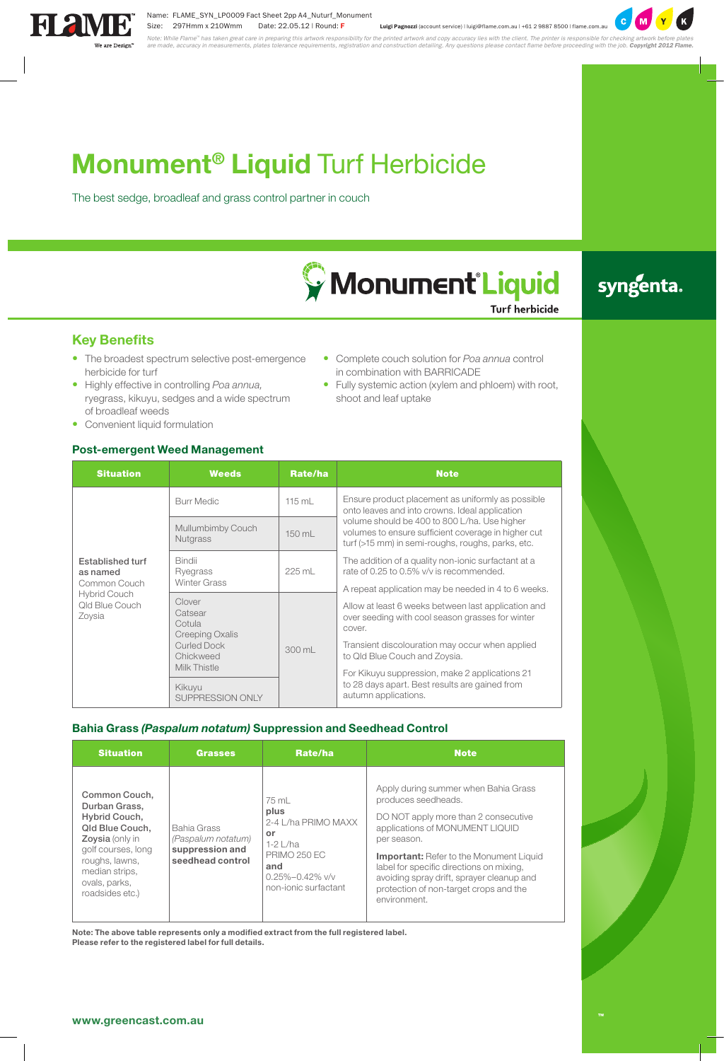# **Monument® Liquid** Turf Herbicide

The best sedge, broadleaf and grass control partner in couch

Monument® Liquid Turf herbicide

syngenta.

## Key Benefits

- The broadest spectrum selective post-emergence herbicide for turf
- Highly effective in controlling *Poa annua,* ryegrass, kikuyu, sedges and a wide spectrum of broadleaf weeds
- Convenient liquid formulation
- Complete couch solution for *Poa annua* control in combination with BARRICADE
- Fully systemic action (xylem and phloem) with root, shoot and leaf uptake

## Post-emergent Weed Management

| Situation | Weeds | Rate/ha | Note |
|---|---|---|---|
| **Established turf as named** Common Couch Hybrid Couch Qld Blue Couch Zoysia | Burr Medic | 115 mL | Ensure product placement as uniformly as possible onto leaves and into crowns. Ideal application volume should be 400 to 800 L/ha. Use higher volumes to ensure sufficient coverage in higher cut turf (>15 mm) in semi-roughs, roughs, parks, etc. |
| | Mullumbimby Couch Nutgrass | 150 mL | |
| | Bindii Ryegrass Winter Grass | 225 mL | The addition of a quality non-ionic surfactant at a rate of 0.25 to 0.5% v/v is recommended. A repeat application may be needed in 4 to 6 weeks. |
| | Clover Catsear Cotula Creeping Oxalis Curled Dock Chickweed Milk Thistle | 300 mL | Allow at least 6 weeks between last application and over seeding with cool season grasses for winter cover. Transient discolouration may occur when applied to Qld Blue Couch and Zoysia. For Kikuyu suppression, make 2 applications 21 to 28 days apart. Best results are gained from autumn applications. |
| | Kikuyu SUPPRESSION ONLY | | |

## Bahia Grass *(Paspalum notatum)* Suppression and Seedhead Control

| Situation | Grasses | Rate/ha | Note |
|---|---|---|---|
| **Common Couch, Durban Grass, Hybrid Couch, Qld Blue Couch, Zoysia** (only in golf courses, long roughs, lawns, median strips, ovals, parks, roadsides etc.) | Bahia Grass *(Paspalum notatum)* **suppression and seedhead control** | 75 mL **plus** 2-4 L/ha PRIMO MAXX **or** 1-2 L/ha PRIMO 250 EC **and** 0.25%–0.42% v/v non-ionic surfactant | Apply during summer when Bahia Grass produces seedheads. DO NOT apply more than 2 consecutive applications of MONUMENT LIQUID per season. **Important:** Refer to the Monument Liquid label for specific directions on mixing, avoiding spray drift, sprayer cleanup and protection of non-target crops and the environment. |

**Note: The above table represents only a modified extract from the full registered label. Please refer to the registered label for full details.**

**www.greencast.com.au**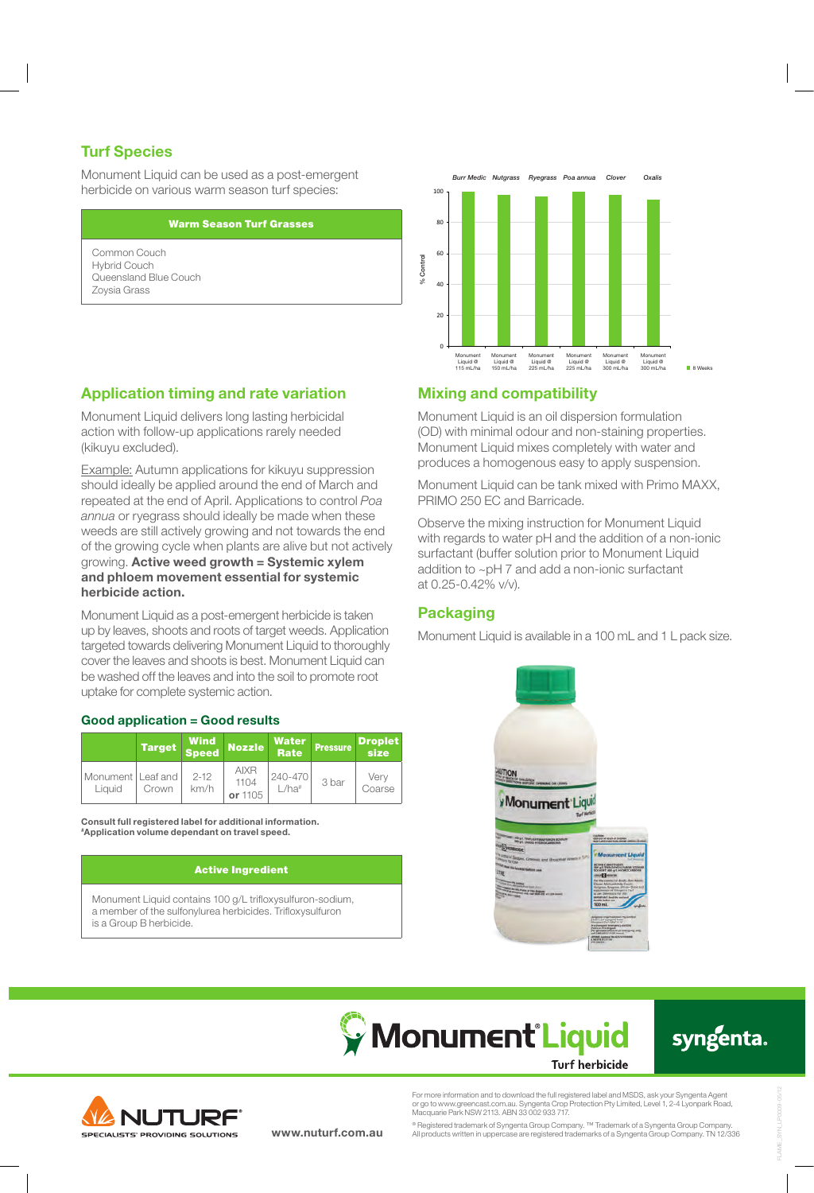## Turf Species

Monument Liquid can be used as a post-emergent herbicide on various warm season turf species:

| Warm Season Turf Grasses |
|---|
| Common Couch<br>Hybrid Couch<br>Queensland Blue Couch<br>Zoysia Grass |

Burr Medic Nutgrass Ryegrass Poa annua Clover Oxalis

% Control

100
80
60
40
20
0

Monument Liquid @ 115 mL/ha
Monument Liquid @ 150 mL/ha
Monument Liquid @ 225 mL/ha
Monument Liquid @ 225 mL/ha
Monument Liquid @ 300 mL/ha
Monument Liquid @ 300 mL/ha

8 Weeks

## Application timing and rate variation

Monument Liquid delivers long lasting herbicidal action with follow-up applications rarely needed (kikuyu excluded).

Example: Autumn applications for kikuyu suppression should ideally be applied around the end of March and repeated at the end of April. Applications to control *Poa annua* or ryegrass should ideally be made when these weeds are still actively growing and not towards the end of the growing cycle when plants are alive but not actively growing. **Active weed growth = Systemic xylem and phloem movement essential for systemic herbicide action.**

Monument Liquid as a post-emergent herbicide is taken up by leaves, shoots and roots of target weeds. Application targeted towards delivering Monument Liquid to thoroughly cover the leaves and shoots is best. Monument Liquid can be washed off the leaves and into the soil to promote root uptake for complete systemic action.

### Good application = Good results

| | Target | Wind Speed | Nozzle | Water Rate | Pressure | Droplet size |
|---|---|---|---|---|---|---|
| Monument Liquid | Leaf and Crown | 2-12 km/h | AIXR 1104 **or** 1105 | 240-470 L/ha# | 3 bar | Very Coarse |

**Consult full registered label for additional information.**
**#Application volume dependant on travel speed.**

| Active Ingredient |
|---|
| Monument Liquid contains 100 g/L trifloxysulfuron-sodium, a member of the sulfonylurea herbicides. Trifloxysulfuron is a Group B herbicide. |

## Mixing and compatibility

Monument Liquid is an oil dispersion formulation (OD) with minimal odour and non-staining properties. Monument Liquid mixes completely with water and produces a homogenous easy to apply suspension.

Monument Liquid can be tank mixed with Primo MAXX, PRIMO 250 EC and Barricade.

Observe the mixing instruction for Monument Liquid with regards to water pH and the addition of a non-ionic surfactant (buffer solution prior to Monument Liquid addition to ~pH 7 and add a non-ionic surfactant at 0.25-0.42% v/v).

## Packaging

Monument Liquid is available in a 100 mL and 1 L pack size.

Monument® Liquid
Turf herbicide

syngenta.

NUTURF®
SPECIALISTS' PROVIDING SOLUTIONS

www.nuturf.com.au

For more information and to download the full registered label and MSDS, ask your Syngenta Agent or go to www.greencast.com.au. Syngenta Crop Protection Pty Limited, Level 1, 2-4 Lyonpark Road, Macquarie Park NSW 2113. ABN 33 002 933 717.

® Registered trademark of Syngenta Group Company. ™ Trademark of a Syngenta Group Company. All products written in uppercase are registered trademarks of a Syngenta Group Company. TN 12/336